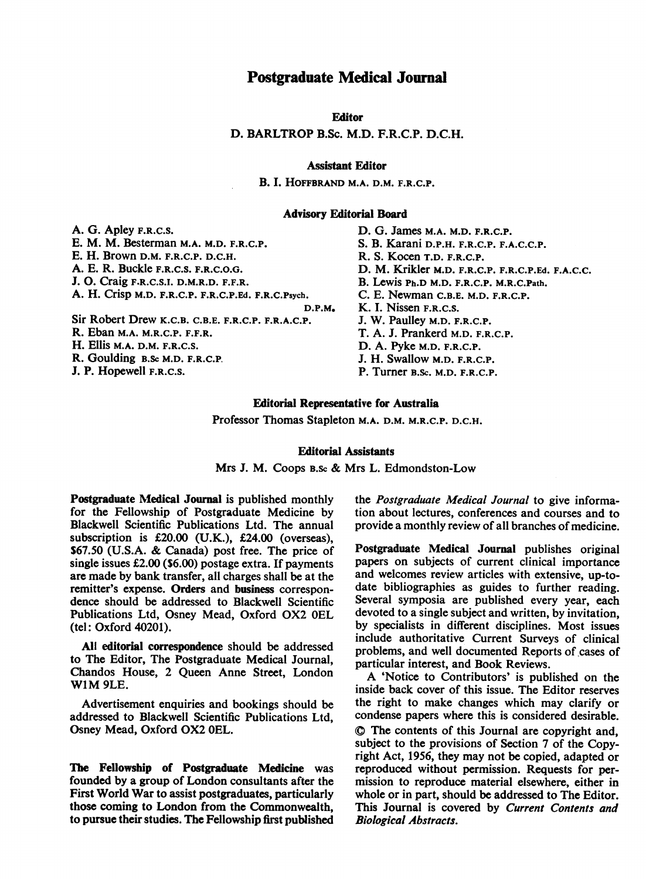# Postgraduate Medical Journal

**Editor**

D. BARLTROP B.Sc. M.D. F.R.C.P. D.C.H.

**Assistant Editor**

B. I. HOFFBRAND M.A. D.M. F.R.C.P.

**Advisory Editorial Board**

A. G. Apley F.R.C.S.
E. M. M. Besterman M.A. M.D. F.R.C.P.
E. H. Brown D.M. F.R.C.P. D.C.H.
A. E. R. Buckle F.R.C.S. F.R.C.O.G.
J. O. Craig F.R.C.S.I. D.M.R.D. F.F.R.
A. H. Crisp M.D. F.R.C.P. F.R.C.P.Ed. F.R.C.Psych. D.P.M.
Sir Robert Drew K.C.B. C.B.E. F.R.C.P. F.R.A.C.P.
R. Eban M.A. M.R.C.P. F.F.R.
H. Ellis M.A. D.M. F.R.C.S.
R. Goulding B.Sc M.D. F.R.C.P.
J. P. Hopewell F.R.C.S.
D. G. James M.A. M.D. F.R.C.P.
S. B. Karani D.P.H. F.R.C.P. F.A.C.C.P.
R. S. Kocen T.D. F.R.C.P.
D. M. Krikler M.D. F.R.C.P. F.R.C.P.Ed. F.A.C.C.
B. Lewis Ph.D M.D. F.R.C.P. M.R.C.Path.
C. E. Newman C.B.E. M.D. F.R.C.P.
K. I. Nissen F.R.C.S.
J. W. Paulley M.D. F.R.C.P.
T. A. J. Prankerd M.D. F.R.C.P.
D. A. Pyke M.D. F.R.C.P.
J. H. Swallow M.D. F.R.C.P.
P. Turner B.Sc. M.D. F.R.C.P.

**Editorial Representative for Australia**

Professor Thomas Stapleton M.A. D.M. M.R.C.P. D.C.H.

**Editorial Assistants**

Mrs J. M. Coops B.Sc & Mrs L. Edmondston-Low

**Postgraduate Medical Journal** is published monthly for the Fellowship of Postgraduate Medicine by Blackwell Scientific Publications Ltd. The annual subscription is £20.00 (U.K.), £24.00 (overseas), $67.50 (U.S.A. & Canada) post free. The price of single issues £2.00 ($6.00) postage extra. If payments are made by bank transfer, all charges shall be at the remitter's expense. **Orders** and **business** correspondence should be addressed to Blackwell Scientific Publications Ltd, Osney Mead, Oxford OX2 0EL (tel: Oxford 40201).

All **editorial correspondence** should be addressed to The Editor, The Postgraduate Medical Journal, Chandos House, 2 Queen Anne Street, London W1M 9LE.

Advertisement enquiries and bookings should be addressed to Blackwell Scientific Publications Ltd, Osney Mead, Oxford OX2 0EL.

**The Fellowship of Postgraduate Medicine** was founded by a group of London consultants after the First World War to assist postgraduates, particularly those coming to London from the Commonwealth, to pursue their studies. The Fellowship first published the *Postgraduate Medical Journal* to give information about lectures, conferences and courses and to provide a monthly review of all branches of medicine.

**Postgraduate Medical Journal** publishes original papers on subjects of current clinical importance and welcomes review articles with extensive, up-to-date bibliographies as guides to further reading. Several symposia are published every year, each devoted to a single subject and written, by invitation, by specialists in different disciplines. Most issues include authoritative Current Surveys of clinical problems, and well documented Reports of cases of particular interest, and Book Reviews.

A 'Notice to Contributors' is published on the inside back cover of this issue. The Editor reserves the right to make changes which may clarify or condense papers where this is considered desirable.

© The contents of this Journal are copyright and, subject to the provisions of Section 7 of the Copyright Act, 1956, they may not be copied, adapted or reproduced without permission. Requests for permission to reproduce material elsewhere, either in whole or in part, should be addressed to The Editor. This Journal is covered by *Current Contents and Biological Abstracts*.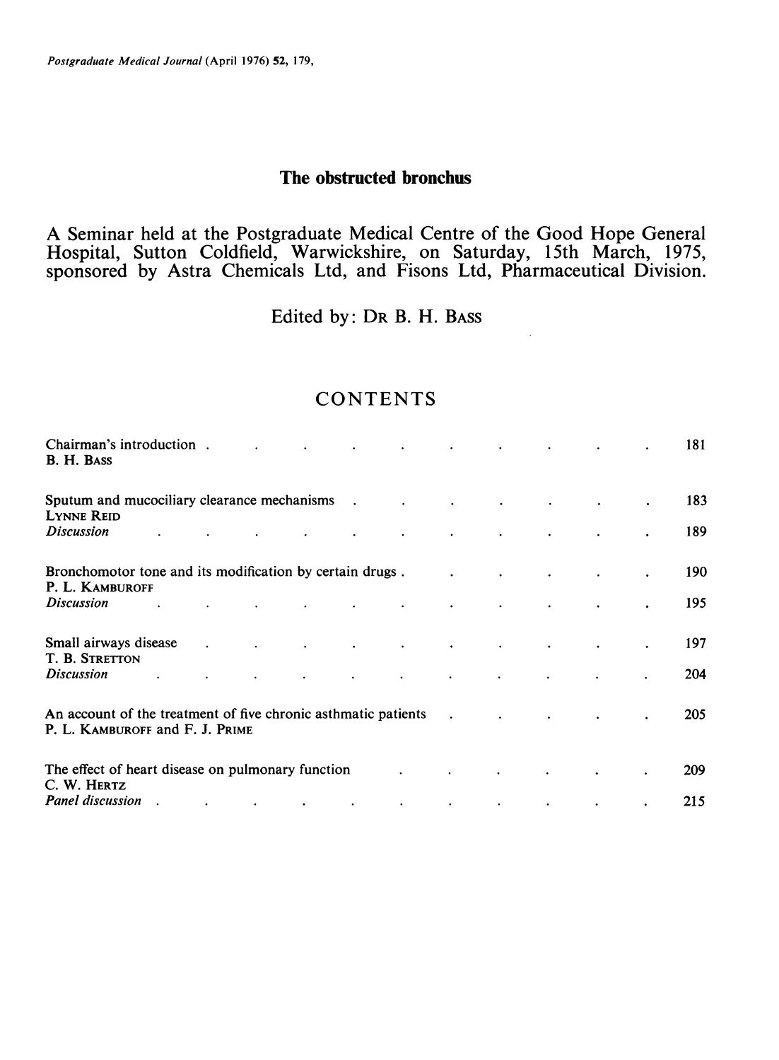# The obstructed bronchus

A Seminar held at the Postgraduate Medical Centre of the Good Hope General Hospital, Sutton Coldfield, Warwickshire, on Saturday, 15th March, 1975, sponsored by Astra Chemicals Ltd, and Fisons Ltd, Pharmaceutical Division.

Edited by: DR B. H. BASS

## CONTENTS

| | |
|---|---|
| Chairman's introduction<br>B. H. BASS | 181 |
| Sputum and mucociliary clearance mechanisms<br>LYNNE REID | 183 |
| *Discussion* | 189 |
| Bronchomotor tone and its modification by certain drugs<br>P. L. KAMBUROFF | 190 |
| *Discussion* | 195 |
| Small airways disease<br>T. B. STRETTON | 197 |
| *Discussion* | 204 |
| An account of the treatment of five chronic asthmatic patients<br>P. L. KAMBUROFF and F. J. PRIME | 205 |
| The effect of heart disease on pulmonary function<br>C. W. HERTZ | 209 |
| *Panel discussion* | 215 |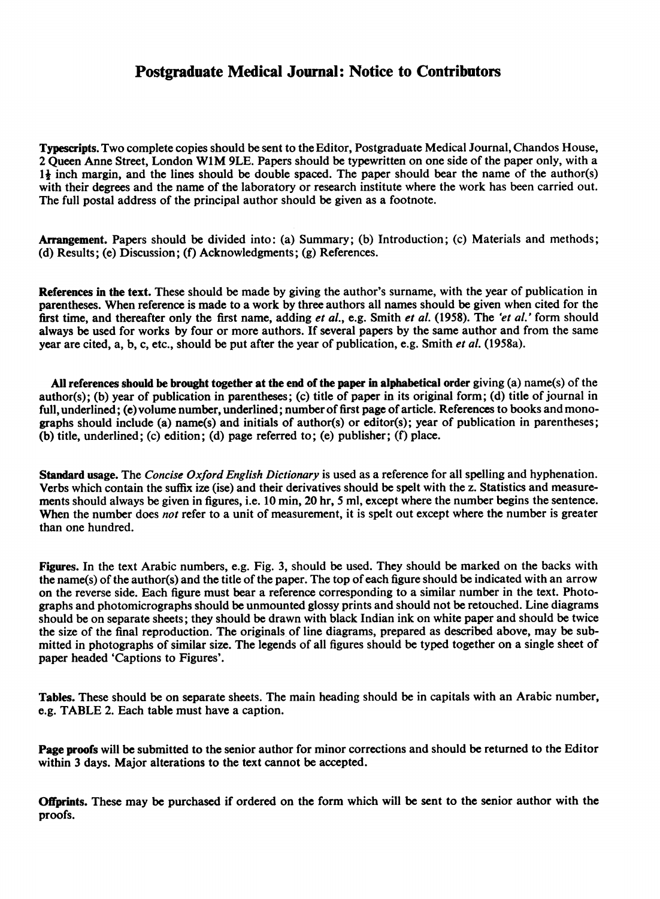# Postgraduate Medical Journal: Notice to Contributors

**Typescripts.** Two complete copies should be sent to the Editor, Postgraduate Medical Journal, Chandos House, 2 Queen Anne Street, London W1M 9LE. Papers should be typewritten on one side of the paper only, with a 1½ inch margin, and the lines should be double spaced. The paper should bear the name of the author(s) with their degrees and the name of the laboratory or research institute where the work has been carried out. The full postal address of the principal author should be given as a footnote.

**Arrangement.** Papers should be divided into: (a) Summary; (b) Introduction; (c) Materials and methods; (d) Results; (e) Discussion; (f) Acknowledgments; (g) References.

**References in the text.** These should be made by giving the author's surname, with the year of publication in parentheses. When reference is made to a work by three authors all names should be given when cited for the first time, and thereafter only the first name, adding *et al.*, e.g. Smith *et al.* (1958). The *'et al.'* form should always be used for works by four or more authors. If several papers by the same author and from the same year are cited, a, b, c, etc., should be put after the year of publication, e.g. Smith *et al.* (1958a).

**All references should be brought together at the end of the paper in alphabetical order** giving (a) name(s) of the author(s); (b) year of publication in parentheses; (c) title of paper in its original form; (d) title of journal in full, underlined; (e) volume number, underlined; number of first page of article. References to books and monographs should include (a) name(s) and initials of author(s) or editor(s); year of publication in parentheses; (b) title, underlined; (c) edition; (d) page referred to; (e) publisher; (f) place.

**Standard usage.** The *Concise Oxford English Dictionary* is used as a reference for all spelling and hyphenation. Verbs which contain the suffix ize (ise) and their derivatives should be spelt with the z. Statistics and measurements should always be given in figures, i.e. 10 min, 20 hr, 5 ml, except where the number begins the sentence. When the number does *not* refer to a unit of measurement, it is spelt out except where the number is greater than one hundred.

**Figures.** In the text Arabic numbers, e.g. Fig. 3, should be used. They should be marked on the backs with the name(s) of the author(s) and the title of the paper. The top of each figure should be indicated with an arrow on the reverse side. Each figure must bear a reference corresponding to a similar number in the text. Photographs and photomicrographs should be unmounted glossy prints and should not be retouched. Line diagrams should be on separate sheets; they should be drawn with black Indian ink on white paper and should be twice the size of the final reproduction. The originals of line diagrams, prepared as described above, may be submitted in photographs of similar size. The legends of all figures should be typed together on a single sheet of paper headed 'Captions to Figures'.

**Tables.** These should be on separate sheets. The main heading should be in capitals with an Arabic number, e.g. TABLE 2. Each table must have a caption.

**Page proofs** will be submitted to the senior author for minor corrections and should be returned to the Editor within 3 days. Major alterations to the text cannot be accepted.

**Offprints.** These may be purchased if ordered on the form which will be sent to the senior author with the proofs.